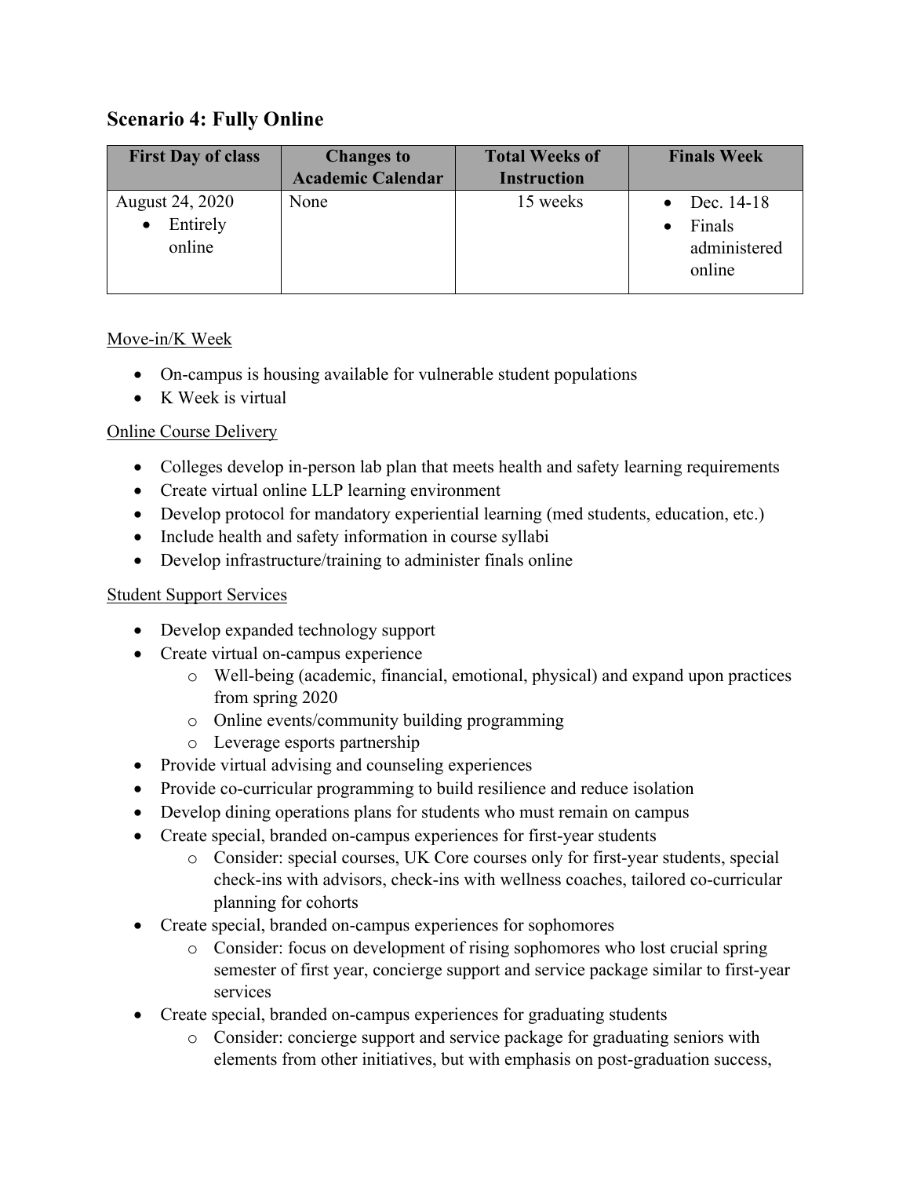## Scenario 4: Fully Online

| First Day of class | Changes to Academic Calendar | Total Weeks of Instruction | Finals Week |
|---|---|---|---|
| August 24, 2020<br>• Entirely online | None | 15 weeks | • Dec. 14-18<br>• Finals administered online |

Move-in/K Week

- On-campus is housing available for vulnerable student populations
- K Week is virtual

Online Course Delivery

- Colleges develop in-person lab plan that meets health and safety learning requirements
- Create virtual online LLP learning environment
- Develop protocol for mandatory experiential learning (med students, education, etc.)
- Include health and safety information in course syllabi
- Develop infrastructure/training to administer finals online

Student Support Services

- Develop expanded technology support
- Create virtual on-campus experience
  - Well-being (academic, financial, emotional, physical) and expand upon practices from spring 2020
  - Online events/community building programming
  - Leverage esports partnership
- Provide virtual advising and counseling experiences
- Provide co-curricular programming to build resilience and reduce isolation
- Develop dining operations plans for students who must remain on campus
- Create special, branded on-campus experiences for first-year students
  - Consider: special courses, UK Core courses only for first-year students, special check-ins with advisors, check-ins with wellness coaches, tailored co-curricular planning for cohorts
- Create special, branded on-campus experiences for sophomores
  - Consider: focus on development of rising sophomores who lost crucial spring semester of first year, concierge support and service package similar to first-year services
- Create special, branded on-campus experiences for graduating students
  - Consider: concierge support and service package for graduating seniors with elements from other initiatives, but with emphasis on post-graduation success,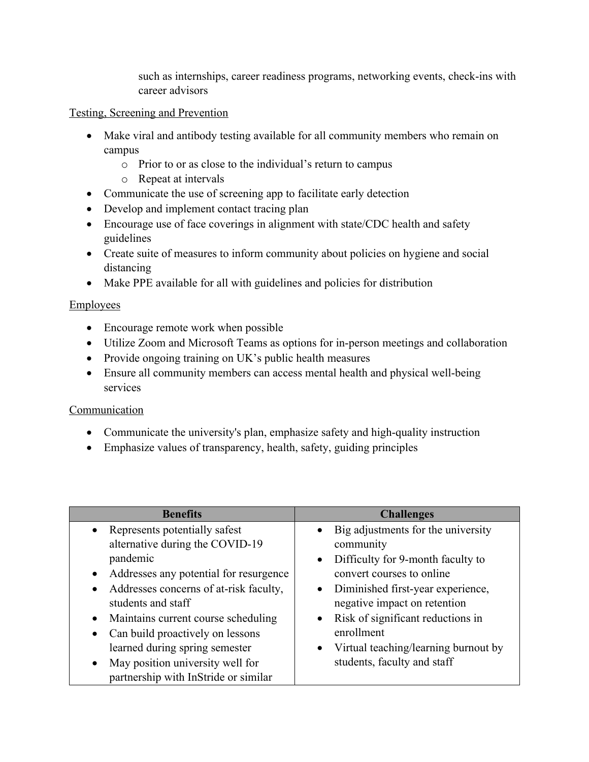such as internships, career readiness programs, networking events, check-ins with career advisors

<u>Testing, Screening and Prevention</u>

- Make viral and antibody testing available for all community members who remain on campus
  - Prior to or as close to the individual's return to campus
  - Repeat at intervals
- Communicate the use of screening app to facilitate early detection
- Develop and implement contact tracing plan
- Encourage use of face coverings in alignment with state/CDC health and safety guidelines
- Create suite of measures to inform community about policies on hygiene and social distancing
- Make PPE available for all with guidelines and policies for distribution

<u>Employees</u>

- Encourage remote work when possible
- Utilize Zoom and Microsoft Teams as options for in-person meetings and collaboration
- Provide ongoing training on UK's public health measures
- Ensure all community members can access mental health and physical well-being services

<u>Communication</u>

- Communicate the university's plan, emphasize safety and high-quality instruction
- Emphasize values of transparency, health, safety, guiding principles

| Benefits | Challenges |
| --- | --- |
| • Represents potentially safest alternative during the COVID-19 pandemic<br>• Addresses any potential for resurgence<br>• Addresses concerns of at-risk faculty, students and staff<br>• Maintains current course scheduling<br>• Can build proactively on lessons learned during spring semester<br>• May position university well for partnership with InStride or similar | • Big adjustments for the university community<br>• Difficulty for 9-month faculty to convert courses to online<br>• Diminished first-year experience, negative impact on retention<br>• Risk of significant reductions in enrollment<br>• Virtual teaching/learning burnout by students, faculty and staff |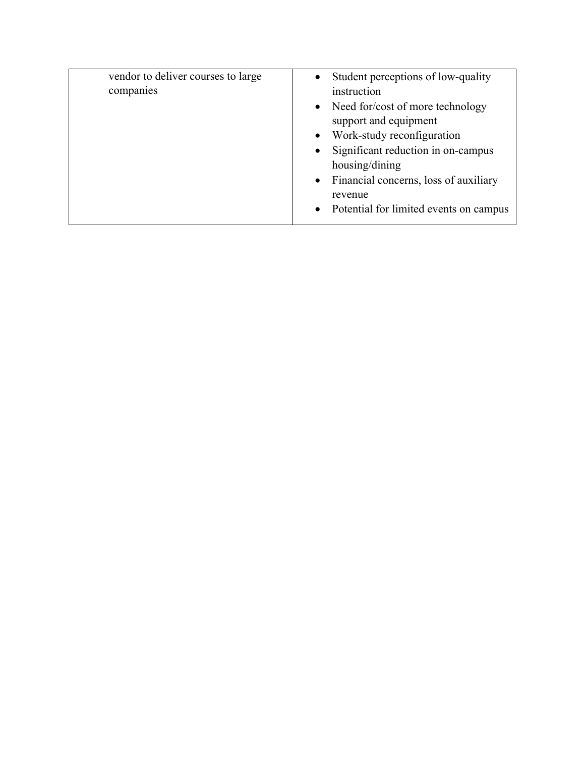| | |
|---|---|
| vendor to deliver courses to large companies | • Student perceptions of low-quality instruction<br>• Need for/cost of more technology support and equipment<br>• Work-study reconfiguration<br>• Significant reduction in on-campus housing/dining<br>• Financial concerns, loss of auxiliary revenue<br>• Potential for limited events on campus |